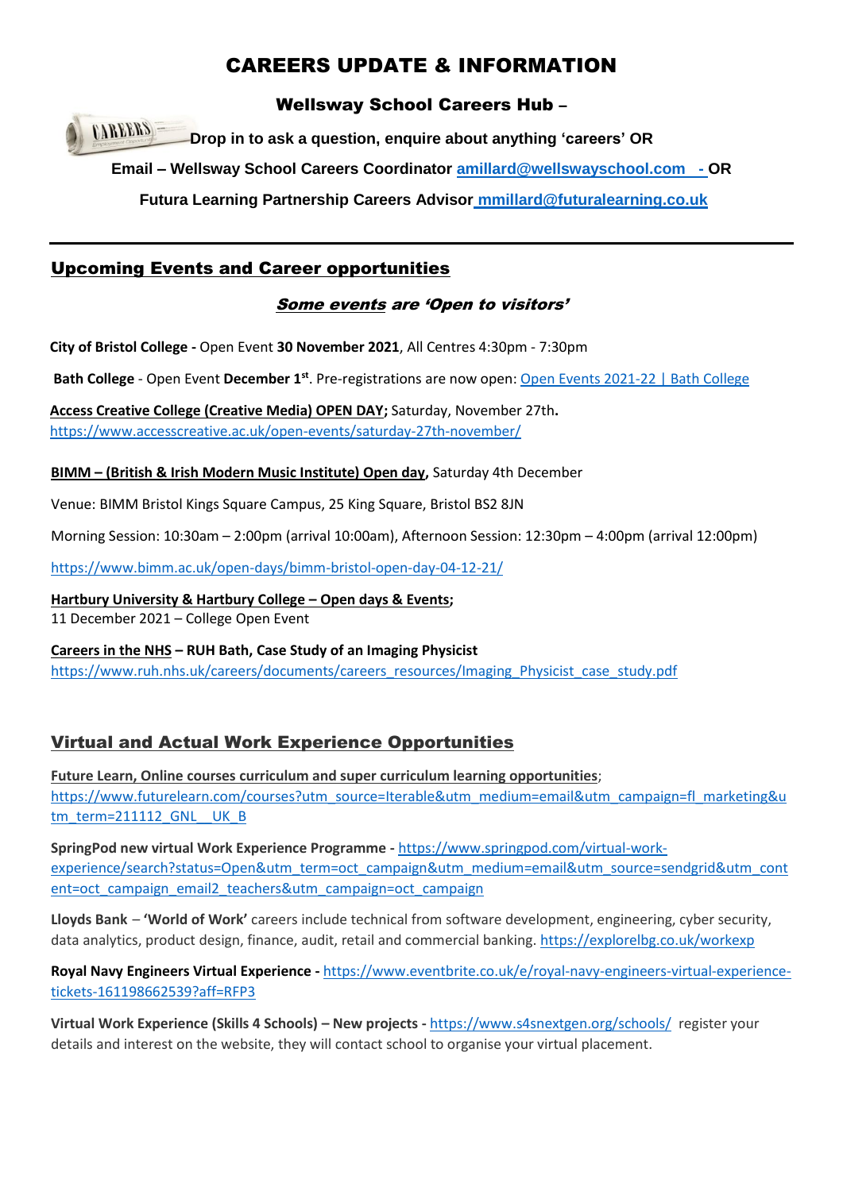# CAREERS UPDATE & INFORMATION

## Wellsway School Careers Hub –

**Drop in to ask a question, enquire about anything 'careers' OR**

**Email – Wellsway School Careers Coordinator amillard@wellswayschool.com - OR**

**Futura Learning Partnership Careers Advisor mmillard@futuralearning.co.uk**

---

## Upcoming Events and Career opportunities

***Some events are 'Open to visitors'***

**City of Bristol College -** Open Event **30 November 2021**, All Centres 4:30pm - 7:30pm

**Bath College** - Open Event **December 1st**. Pre-registrations are now open: Open Events 2021-22 | Bath College

**Access Creative College (Creative Media) OPEN DAY;** Saturday, November 27th**.**
https://www.accesscreative.ac.uk/open-events/saturday-27th-november/

**BIMM – (British & Irish Modern Music Institute) Open day,** Saturday 4th December

Venue: BIMM Bristol Kings Square Campus, 25 King Square, Bristol BS2 8JN

Morning Session: 10:30am – 2:00pm (arrival 10:00am), Afternoon Session: 12:30pm – 4:00pm (arrival 12:00pm)

https://www.bimm.ac.uk/open-days/bimm-bristol-open-day-04-12-21/

**Hartbury University & Hartbury College – Open days & Events;**
11 December 2021 – College Open Event

**Careers in the NHS – RUH Bath, Case Study of an Imaging Physicist**
https://www.ruh.nhs.uk/careers/documents/careers_resources/Imaging_Physicist_case_study.pdf

## Virtual and Actual Work Experience Opportunities

**Future Learn, Online courses curriculum and super curriculum learning opportunities**;
https://www.futurelearn.com/courses?utm_source=Iterable&utm_medium=email&utm_campaign=fl_marketing&utm_term=211112_GNL__UK_B

**SpringPod new virtual Work Experience Programme -** https://www.springpod.com/virtual-work-experience/search?status=Open&utm_term=oct_campaign&utm_medium=email&utm_source=sendgrid&utm_content=oct_campaign_email2_teachers&utm_campaign=oct_campaign

**Lloyds Bank** – **'World of Work'** careers include technical from software development, engineering, cyber security, data analytics, product design, finance, audit, retail and commercial banking. https://explorelbg.co.uk/workexp

**Royal Navy Engineers Virtual Experience -** https://www.eventbrite.co.uk/e/royal-navy-engineers-virtual-experience-tickets-161198662539?aff=RFP3

**Virtual Work Experience (Skills 4 Schools) – New projects -** https://www.s4snextgen.org/schools/ register your details and interest on the website, they will contact school to organise your virtual placement.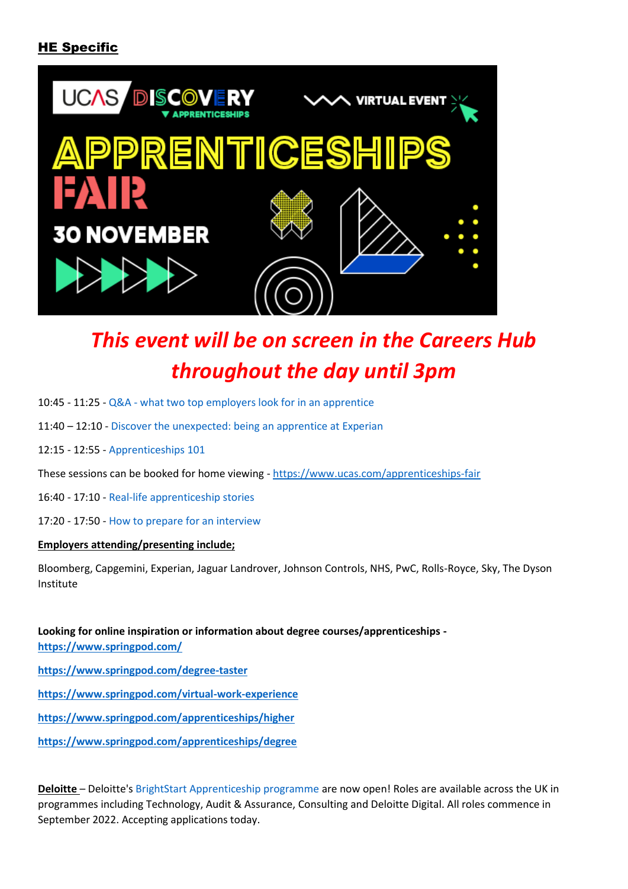**HE Specific**

***This event will be on screen in the Careers Hub throughout the day until 3pm***

10:45 - 11:25 - Q&A - what two top employers look for in an apprentice

11:40 – 12:10 - Discover the unexpected: being an apprentice at Experian

12:15 - 12:55 - Apprenticeships 101

These sessions can be booked for home viewing - https://www.ucas.com/apprenticeships-fair

16:40 - 17:10 - Real-life apprenticeship stories

17:20 - 17:50 - How to prepare for an interview

**Employers attending/presenting include;**

Bloomberg, Capgemini, Experian, Jaguar Landrover, Johnson Controls, NHS, PwC, Rolls-Royce, Sky, The Dyson Institute

**Looking for online inspiration or information about degree courses/apprenticeships -**
**https://www.springpod.com/**

**https://www.springpod.com/degree-taster**

**https://www.springpod.com/virtual-work-experience**

**https://www.springpod.com/apprenticeships/higher**

**https://www.springpod.com/apprenticeships/degree**

**Deloitte** – Deloitte's BrightStart Apprenticeship programme are now open! Roles are available across the UK in programmes including Technology, Audit & Assurance, Consulting and Deloitte Digital. All roles commence in September 2022. Accepting applications today.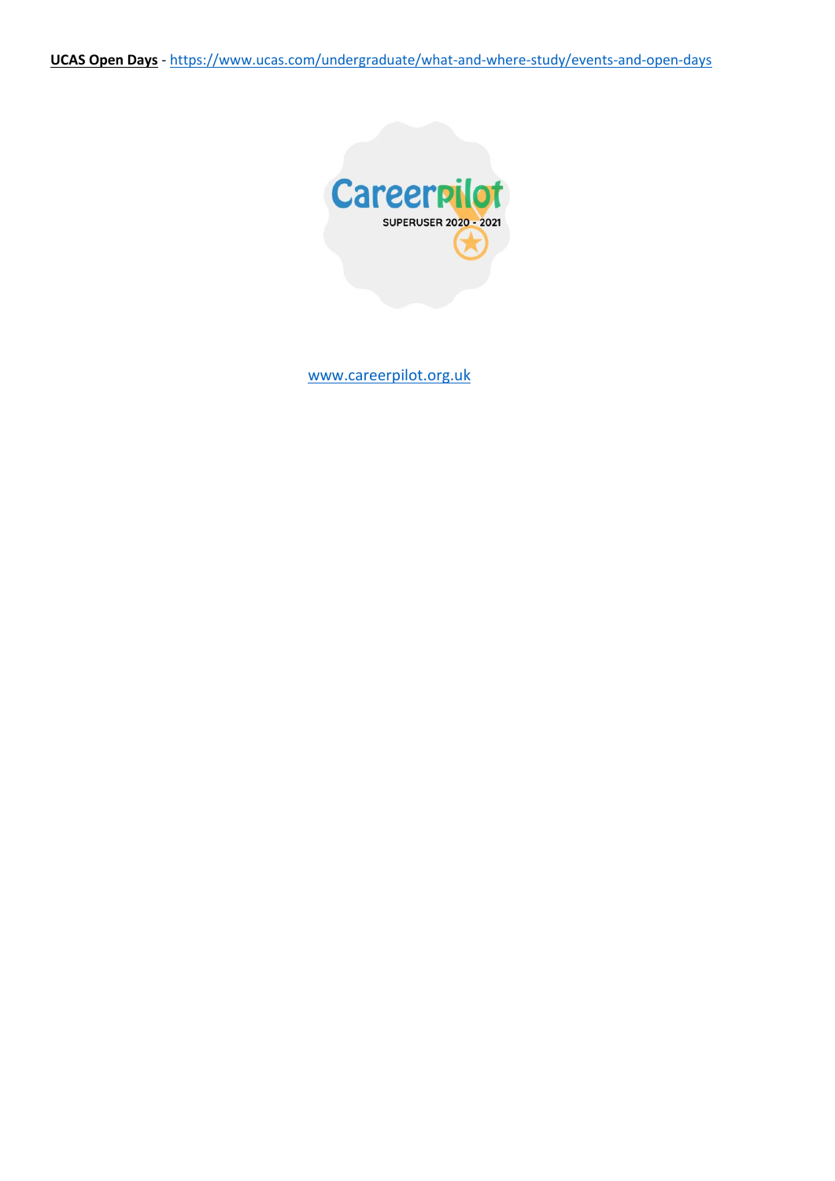**UCAS Open Days** - https://www.ucas.com/undergraduate/what-and-where-study/events-and-open-days

Careerpilot

SUPERUSER 2020 - 2021

www.careerpilot.org.uk